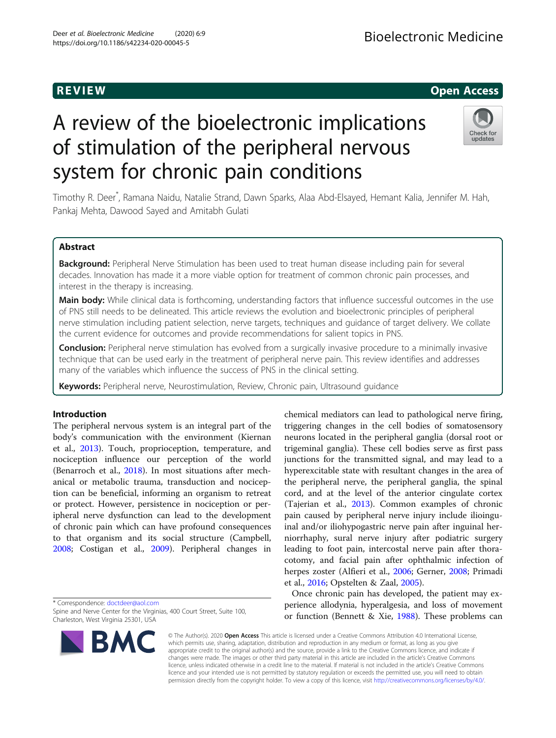REVIEW

Open Access

# A review of the bioelectronic implications of stimulation of the peripheral nervous system for chronic pain conditions

Timothy R. Deer*, Ramana Naidu, Natalie Strand, Dawn Sparks, Alaa Abd-Elsayed, Hemant Kalia, Jennifer M. Hah, Pankaj Mehta, Dawood Sayed and Amitabh Gulati

## Abstract

**Background:** Peripheral Nerve Stimulation has been used to treat human disease including pain for several decades. Innovation has made it a more viable option for treatment of common chronic pain processes, and interest in the therapy is increasing.

**Main body:** While clinical data is forthcoming, understanding factors that influence successful outcomes in the use of PNS still needs to be delineated. This article reviews the evolution and bioelectronic principles of peripheral nerve stimulation including patient selection, nerve targets, techniques and guidance of target delivery. We collate the current evidence for outcomes and provide recommendations for salient topics in PNS.

**Conclusion:** Peripheral nerve stimulation has evolved from a surgically invasive procedure to a minimally invasive technique that can be used early in the treatment of peripheral nerve pain. This review identifies and addresses many of the variables which influence the success of PNS in the clinical setting.

**Keywords:** Peripheral nerve, Neurostimulation, Review, Chronic pain, Ultrasound guidance

## Introduction

The peripheral nervous system is an integral part of the body's communication with the environment (Kiernan et al., 2013). Touch, proprioception, temperature, and nociception influence our perception of the world (Benarroch et al., 2018). In most situations after mechanical or metabolic trauma, transduction and nociception can be beneficial, informing an organism to retreat or protect. However, persistence in nociception or peripheral nerve dysfunction can lead to the development of chronic pain which can have profound consequences to that organism and its social structure (Campbell, 2008; Costigan et al., 2009). Peripheral changes in chemical mediators can lead to pathological nerve firing, triggering changes in the cell bodies of somatosensory neurons located in the peripheral ganglia (dorsal root or trigeminal ganglia). These cell bodies serve as first pass junctions for the transmitted signal, and may lead to a hyperexcitable state with resultant changes in the area of the peripheral nerve, the peripheral ganglia, the spinal cord, and at the level of the anterior cingulate cortex (Tajerian et al., 2013). Common examples of chronic pain caused by peripheral nerve injury include ilioinguinal and/or iliohypogastric nerve pain after inguinal herniorrhaphy, sural nerve injury after podiatric surgery leading to foot pain, intercostal nerve pain after thoracotomy, and facial pain after ophthalmic infection of herpes zoster (Alfieri et al., 2006; Gerner, 2008; Primadi et al., 2016; Opstelten & Zaal, 2005).

Once chronic pain has developed, the patient may experience allodynia, hyperalgesia, and loss of movement or function (Bennett & Xie, 1988). These problems can

* Correspondence: doctdeer@aol.com
Spine and Nerve Center for the Virginias, 400 Court Street, Suite 100, Charleston, West Virginia 25301, USA

© The Author(s). 2020 **Open Access** This article is licensed under a Creative Commons Attribution 4.0 International License, which permits use, sharing, adaptation, distribution and reproduction in any medium or format, as long as you give appropriate credit to the original author(s) and the source, provide a link to the Creative Commons licence, and indicate if changes were made. The images or other third party material in this article are included in the article's Creative Commons licence, unless indicated otherwise in a credit line to the material. If material is not included in the article's Creative Commons licence and your intended use is not permitted by statutory regulation or exceeds the permitted use, you will need to obtain permission directly from the copyright holder. To view a copy of this licence, visit http://creativecommons.org/licenses/by/4.0/.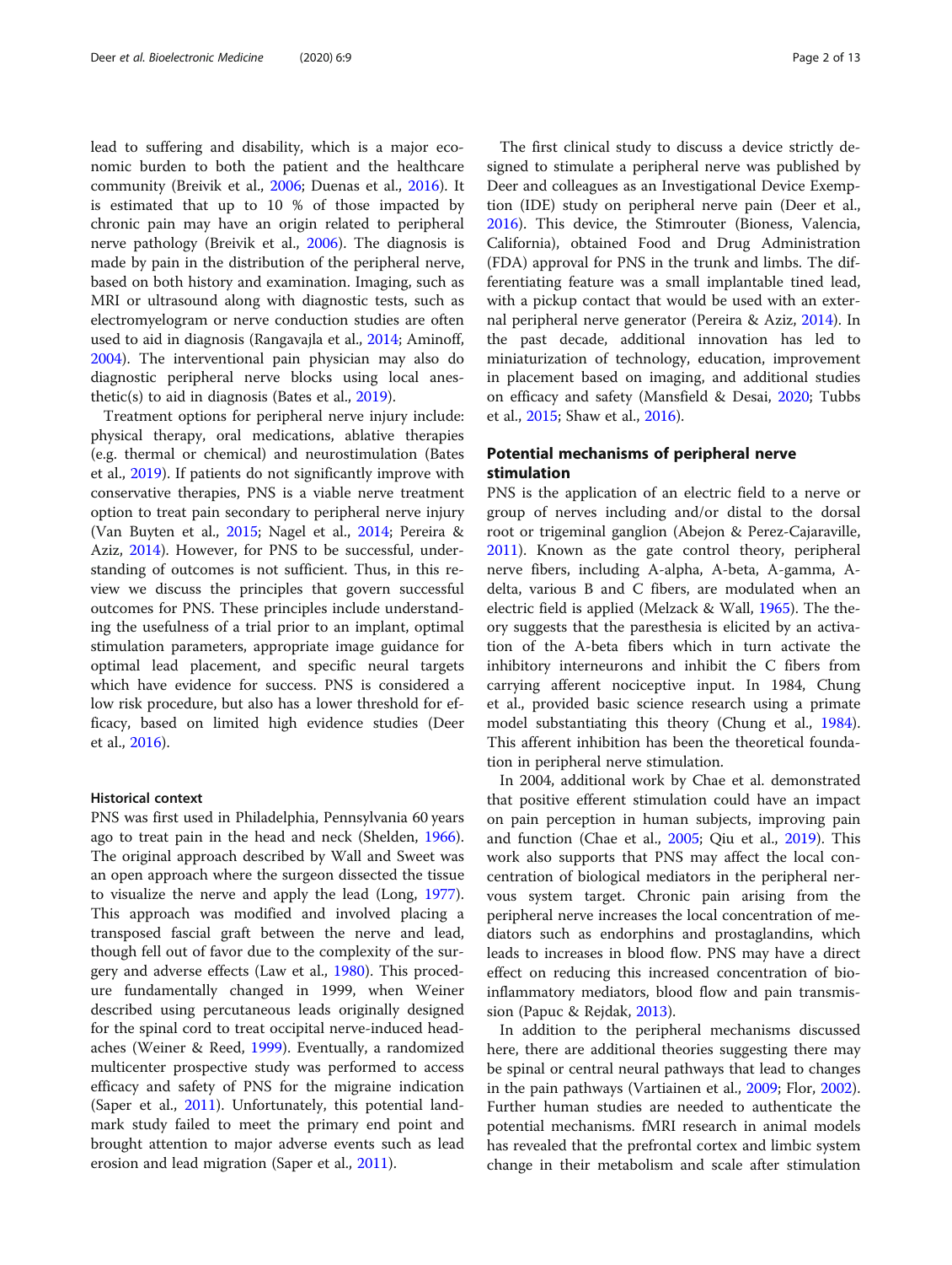lead to suffering and disability, which is a major economic burden to both the patient and the healthcare community (Breivik et al., 2006; Duenas et al., 2016). It is estimated that up to 10 % of those impacted by chronic pain may have an origin related to peripheral nerve pathology (Breivik et al., 2006). The diagnosis is made by pain in the distribution of the peripheral nerve, based on both history and examination. Imaging, such as MRI or ultrasound along with diagnostic tests, such as electromyelogram or nerve conduction studies are often used to aid in diagnosis (Rangavajla et al., 2014; Aminoff, 2004). The interventional pain physician may also do diagnostic peripheral nerve blocks using local anesthetic(s) to aid in diagnosis (Bates et al., 2019).

Treatment options for peripheral nerve injury include: physical therapy, oral medications, ablative therapies (e.g. thermal or chemical) and neurostimulation (Bates et al., 2019). If patients do not significantly improve with conservative therapies, PNS is a viable nerve treatment option to treat pain secondary to peripheral nerve injury (Van Buyten et al., 2015; Nagel et al., 2014; Pereira & Aziz, 2014). However, for PNS to be successful, understanding of outcomes is not sufficient. Thus, in this review we discuss the principles that govern successful outcomes for PNS. These principles include understanding the usefulness of a trial prior to an implant, optimal stimulation parameters, appropriate image guidance for optimal lead placement, and specific neural targets which have evidence for success. PNS is considered a low risk procedure, but also has a lower threshold for efficacy, based on limited high evidence studies (Deer et al., 2016).

#### Historical context

PNS was first used in Philadelphia, Pennsylvania 60 years ago to treat pain in the head and neck (Shelden, 1966). The original approach described by Wall and Sweet was an open approach where the surgeon dissected the tissue to visualize the nerve and apply the lead (Long, 1977). This approach was modified and involved placing a transposed fascial graft between the nerve and lead, though fell out of favor due to the complexity of the surgery and adverse effects (Law et al., 1980). This procedure fundamentally changed in 1999, when Weiner described using percutaneous leads originally designed for the spinal cord to treat occipital nerve-induced headaches (Weiner & Reed, 1999). Eventually, a randomized multicenter prospective study was performed to access efficacy and safety of PNS for the migraine indication (Saper et al., 2011). Unfortunately, this potential landmark study failed to meet the primary end point and brought attention to major adverse events such as lead erosion and lead migration (Saper et al., 2011).

The first clinical study to discuss a device strictly designed to stimulate a peripheral nerve was published by Deer and colleagues as an Investigational Device Exemption (IDE) study on peripheral nerve pain (Deer et al., 2016). This device, the Stimrouter (Bioness, Valencia, California), obtained Food and Drug Administration (FDA) approval for PNS in the trunk and limbs. The differentiating feature was a small implantable tined lead, with a pickup contact that would be used with an external peripheral nerve generator (Pereira & Aziz, 2014). In the past decade, additional innovation has led to miniaturization of technology, education, improvement in placement based on imaging, and additional studies on efficacy and safety (Mansfield & Desai, 2020; Tubbs et al., 2015; Shaw et al., 2016).

## Potential mechanisms of peripheral nerve stimulation

PNS is the application of an electric field to a nerve or group of nerves including and/or distal to the dorsal root or trigeminal ganglion (Abejon & Perez-Cajaraville, 2011). Known as the gate control theory, peripheral nerve fibers, including A-alpha, A-beta, A-gamma, A-delta, various B and C fibers, are modulated when an electric field is applied (Melzack & Wall, 1965). The theory suggests that the paresthesia is elicited by an activation of the A-beta fibers which in turn activate the inhibitory interneurons and inhibit the C fibers from carrying afferent nociceptive input. In 1984, Chung et al., provided basic science research using a primate model substantiating this theory (Chung et al., 1984). This afferent inhibition has been the theoretical foundation in peripheral nerve stimulation.

In 2004, additional work by Chae et al. demonstrated that positive efferent stimulation could have an impact on pain perception in human subjects, improving pain and function (Chae et al., 2005; Qiu et al., 2019). This work also supports that PNS may affect the local concentration of biological mediators in the peripheral nervous system target. Chronic pain arising from the peripheral nerve increases the local concentration of mediators such as endorphins and prostaglandins, which leads to increases in blood flow. PNS may have a direct effect on reducing this increased concentration of bio-inflammatory mediators, blood flow and pain transmission (Papuc & Rejdak, 2013).

In addition to the peripheral mechanisms discussed here, there are additional theories suggesting there may be spinal or central neural pathways that lead to changes in the pain pathways (Vartiainen et al., 2009; Flor, 2002). Further human studies are needed to authenticate the potential mechanisms. fMRI research in animal models has revealed that the prefrontal cortex and limbic system change in their metabolism and scale after stimulation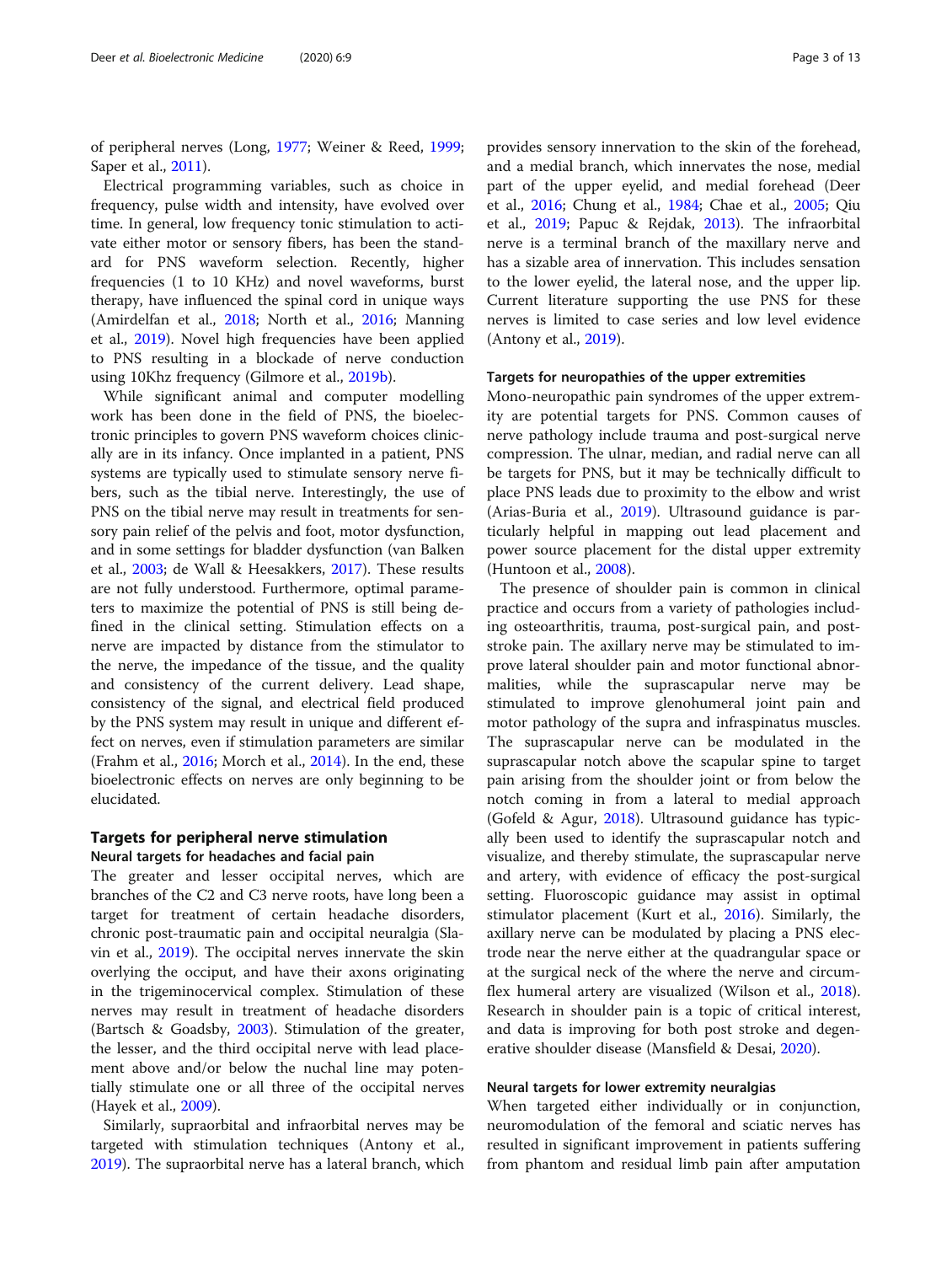of peripheral nerves (Long, 1977; Weiner & Reed, 1999; Saper et al., 2011).

Electrical programming variables, such as choice in frequency, pulse width and intensity, have evolved over time. In general, low frequency tonic stimulation to activate either motor or sensory fibers, has been the standard for PNS waveform selection. Recently, higher frequencies (1 to 10 KHz) and novel waveforms, burst therapy, have influenced the spinal cord in unique ways (Amirdelfan et al., 2018; North et al., 2016; Manning et al., 2019). Novel high frequencies have been applied to PNS resulting in a blockade of nerve conduction using 10Khz frequency (Gilmore et al., 2019b).

While significant animal and computer modelling work has been done in the field of PNS, the bioelectronic principles to govern PNS waveform choices clinically are in its infancy. Once implanted in a patient, PNS systems are typically used to stimulate sensory nerve fibers, such as the tibial nerve. Interestingly, the use of PNS on the tibial nerve may result in treatments for sensory pain relief of the pelvis and foot, motor dysfunction, and in some settings for bladder dysfunction (van Balken et al., 2003; de Wall & Heesakkers, 2017). These results are not fully understood. Furthermore, optimal parameters to maximize the potential of PNS is still being defined in the clinical setting. Stimulation effects on a nerve are impacted by distance from the stimulator to the nerve, the impedance of the tissue, and the quality and consistency of the current delivery. Lead shape, consistency of the signal, and electrical field produced by the PNS system may result in unique and different effect on nerves, even if stimulation parameters are similar (Frahm et al., 2016; Morch et al., 2014). In the end, these bioelectronic effects on nerves are only beginning to be elucidated.

## Targets for peripheral nerve stimulation

### Neural targets for headaches and facial pain

The greater and lesser occipital nerves, which are branches of the C2 and C3 nerve roots, have long been a target for treatment of certain headache disorders, chronic post-traumatic pain and occipital neuralgia (Slavin et al., 2019). The occipital nerves innervate the skin overlying the occiput, and have their axons originating in the trigeminocervical complex. Stimulation of these nerves may result in treatment of headache disorders (Bartsch & Goadsby, 2003). Stimulation of the greater, the lesser, and the third occipital nerve with lead placement above and/or below the nuchal line may potentially stimulate one or all three of the occipital nerves (Hayek et al., 2009).

Similarly, supraorbital and infraorbital nerves may be targeted with stimulation techniques (Antony et al., 2019). The supraorbital nerve has a lateral branch, which provides sensory innervation to the skin of the forehead, and a medial branch, which innervates the nose, medial part of the upper eyelid, and medial forehead (Deer et al., 2016; Chung et al., 1984; Chae et al., 2005; Qiu et al., 2019; Papuc & Rejdak, 2013). The infraorbital nerve is a terminal branch of the maxillary nerve and has a sizable area of innervation. This includes sensation to the lower eyelid, the lateral nose, and the upper lip. Current literature supporting the use PNS for these nerves is limited to case series and low level evidence (Antony et al., 2019).

### Targets for neuropathies of the upper extremities

Mono-neuropathic pain syndromes of the upper extremity are potential targets for PNS. Common causes of nerve pathology include trauma and post-surgical nerve compression. The ulnar, median, and radial nerve can all be targets for PNS, but it may be technically difficult to place PNS leads due to proximity to the elbow and wrist (Arias-Buria et al., 2019). Ultrasound guidance is particularly helpful in mapping out lead placement and power source placement for the distal upper extremity (Huntoon et al., 2008).

The presence of shoulder pain is common in clinical practice and occurs from a variety of pathologies including osteoarthritis, trauma, post-surgical pain, and post-stroke pain. The axillary nerve may be stimulated to improve lateral shoulder pain and motor functional abnormalities, while the suprascapular nerve may be stimulated to improve glenohumeral joint pain and motor pathology of the supra and infraspinatus muscles. The suprascapular nerve can be modulated in the suprascapular notch above the scapular spine to target pain arising from the shoulder joint or from below the notch coming in from a lateral to medial approach (Gofeld & Agur, 2018). Ultrasound guidance has typically been used to identify the suprascapular notch and visualize, and thereby stimulate, the suprascapular nerve and artery, with evidence of efficacy the post-surgical setting. Fluoroscopic guidance may assist in optimal stimulator placement (Kurt et al., 2016). Similarly, the axillary nerve can be modulated by placing a PNS electrode near the nerve either at the quadrangular space or at the surgical neck of the where the nerve and circumflex humeral artery are visualized (Wilson et al., 2018). Research in shoulder pain is a topic of critical interest, and data is improving for both post stroke and degenerative shoulder disease (Mansfield & Desai, 2020).

### Neural targets for lower extremity neuralgias

When targeted either individually or in conjunction, neuromodulation of the femoral and sciatic nerves has resulted in significant improvement in patients suffering from phantom and residual limb pain after amputation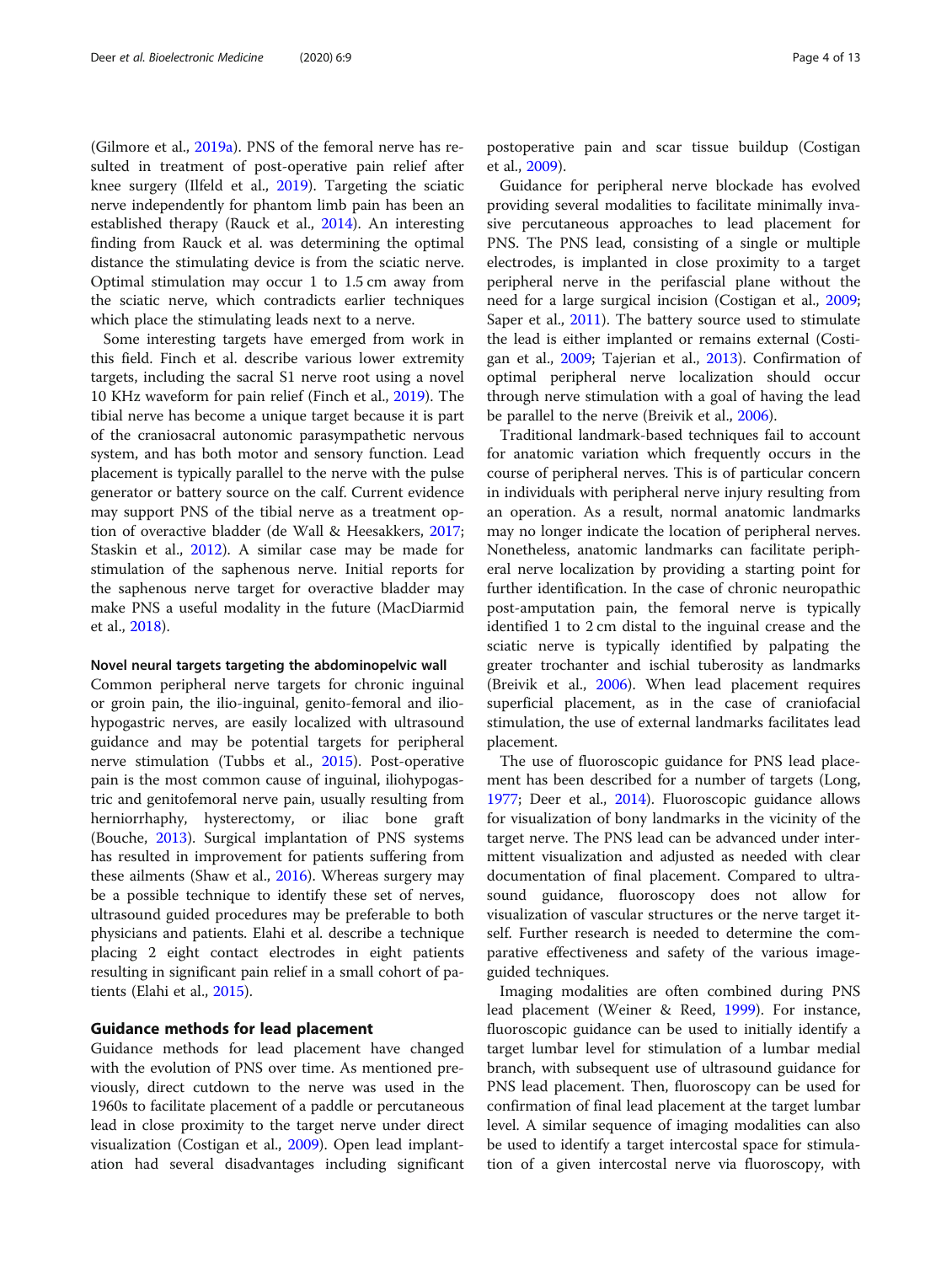(Gilmore et al., 2019a). PNS of the femoral nerve has resulted in treatment of post-operative pain relief after knee surgery (Ilfeld et al., 2019). Targeting the sciatic nerve independently for phantom limb pain has been an established therapy (Rauck et al., 2014). An interesting finding from Rauck et al. was determining the optimal distance the stimulating device is from the sciatic nerve. Optimal stimulation may occur 1 to 1.5 cm away from the sciatic nerve, which contradicts earlier techniques which place the stimulating leads next to a nerve.

Some interesting targets have emerged from work in this field. Finch et al. describe various lower extremity targets, including the sacral S1 nerve root using a novel 10 KHz waveform for pain relief (Finch et al., 2019). The tibial nerve has become a unique target because it is part of the craniosacral autonomic parasympathetic nervous system, and has both motor and sensory function. Lead placement is typically parallel to the nerve with the pulse generator or battery source on the calf. Current evidence may support PNS of the tibial nerve as a treatment option of overactive bladder (de Wall & Heesakkers, 2017; Staskin et al., 2012). A similar case may be made for stimulation of the saphenous nerve. Initial reports for the saphenous nerve target for overactive bladder may make PNS a useful modality in the future (MacDiarmid et al., 2018).

### Novel neural targets targeting the abdominopelvic wall

Common peripheral nerve targets for chronic inguinal or groin pain, the ilio-inguinal, genito-femoral and ilio-hypogastric nerves, are easily localized with ultrasound guidance and may be potential targets for peripheral nerve stimulation (Tubbs et al., 2015). Post-operative pain is the most common cause of inguinal, iliohypogastric and genitofemoral nerve pain, usually resulting from herniorrhaphy, hysterectomy, or iliac bone graft (Bouche, 2013). Surgical implantation of PNS systems has resulted in improvement for patients suffering from these ailments (Shaw et al., 2016). Whereas surgery may be a possible technique to identify these set of nerves, ultrasound guided procedures may be preferable to both physicians and patients. Elahi et al. describe a technique placing 2 eight contact electrodes in eight patients resulting in significant pain relief in a small cohort of patients (Elahi et al., 2015).

## Guidance methods for lead placement

Guidance methods for lead placement have changed with the evolution of PNS over time. As mentioned previously, direct cutdown to the nerve was used in the 1960s to facilitate placement of a paddle or percutaneous lead in close proximity to the target nerve under direct visualization (Costigan et al., 2009). Open lead implantation had several disadvantages including significant postoperative pain and scar tissue buildup (Costigan et al., 2009).

Guidance for peripheral nerve blockade has evolved providing several modalities to facilitate minimally invasive percutaneous approaches to lead placement for PNS. The PNS lead, consisting of a single or multiple electrodes, is implanted in close proximity to a target peripheral nerve in the perifascial plane without the need for a large surgical incision (Costigan et al., 2009; Saper et al., 2011). The battery source used to stimulate the lead is either implanted or remains external (Costigan et al., 2009; Tajerian et al., 2013). Confirmation of optimal peripheral nerve localization should occur through nerve stimulation with a goal of having the lead be parallel to the nerve (Breivik et al., 2006).

Traditional landmark-based techniques fail to account for anatomic variation which frequently occurs in the course of peripheral nerves. This is of particular concern in individuals with peripheral nerve injury resulting from an operation. As a result, normal anatomic landmarks may no longer indicate the location of peripheral nerves. Nonetheless, anatomic landmarks can facilitate peripheral nerve localization by providing a starting point for further identification. In the case of chronic neuropathic post-amputation pain, the femoral nerve is typically identified 1 to 2 cm distal to the inguinal crease and the sciatic nerve is typically identified by palpating the greater trochanter and ischial tuberosity as landmarks (Breivik et al., 2006). When lead placement requires superficial placement, as in the case of craniofacial stimulation, the use of external landmarks facilitates lead placement.

The use of fluoroscopic guidance for PNS lead placement has been described for a number of targets (Long, 1977; Deer et al., 2014). Fluoroscopic guidance allows for visualization of bony landmarks in the vicinity of the target nerve. The PNS lead can be advanced under intermittent visualization and adjusted as needed with clear documentation of final placement. Compared to ultrasound guidance, fluoroscopy does not allow for visualization of vascular structures or the nerve target itself. Further research is needed to determine the comparative effectiveness and safety of the various image-guided techniques.

Imaging modalities are often combined during PNS lead placement (Weiner & Reed, 1999). For instance, fluoroscopic guidance can be used to initially identify a target lumbar level for stimulation of a lumbar medial branch, with subsequent use of ultrasound guidance for PNS lead placement. Then, fluoroscopy can be used for confirmation of final lead placement at the target lumbar level. A similar sequence of imaging modalities can also be used to identify a target intercostal space for stimulation of a given intercostal nerve via fluoroscopy, with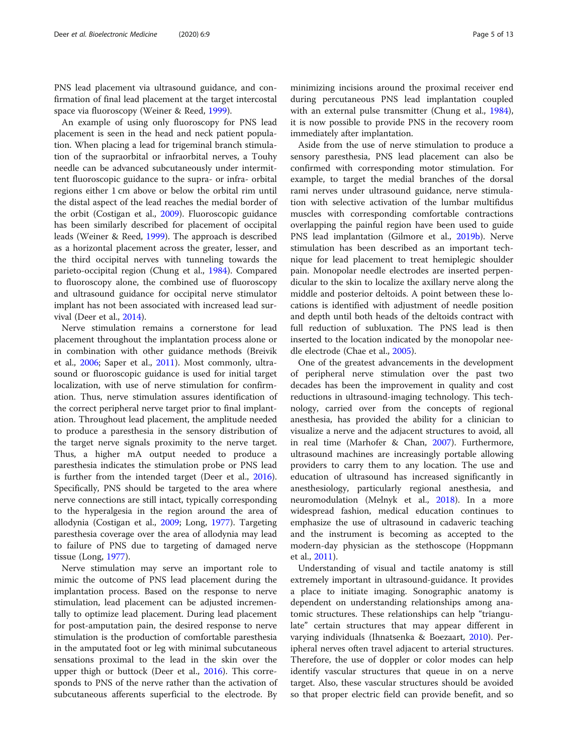PNS lead placement via ultrasound guidance, and confirmation of final lead placement at the target intercostal space via fluoroscopy (Weiner & Reed, 1999).

An example of using only fluoroscopy for PNS lead placement is seen in the head and neck patient population. When placing a lead for trigeminal branch stimulation of the supraorbital or infraorbital nerves, a Touhy needle can be advanced subcutaneously under intermittent fluoroscopic guidance to the supra- or infra- orbital regions either 1 cm above or below the orbital rim until the distal aspect of the lead reaches the medial border of the orbit (Costigan et al., 2009). Fluoroscopic guidance has been similarly described for placement of occipital leads (Weiner & Reed, 1999). The approach is described as a horizontal placement across the greater, lesser, and the third occipital nerves with tunneling towards the parieto-occipital region (Chung et al., 1984). Compared to fluoroscopy alone, the combined use of fluoroscopy and ultrasound guidance for occipital nerve stimulator implant has not been associated with increased lead survival (Deer et al., 2014).

Nerve stimulation remains a cornerstone for lead placement throughout the implantation process alone or in combination with other guidance methods (Breivik et al., 2006; Saper et al., 2011). Most commonly, ultrasound or fluoroscopic guidance is used for initial target localization, with use of nerve stimulation for confirmation. Thus, nerve stimulation assures identification of the correct peripheral nerve target prior to final implantation. Throughout lead placement, the amplitude needed to produce a paresthesia in the sensory distribution of the target nerve signals proximity to the nerve target. Thus, a higher mA output needed to produce a paresthesia indicates the stimulation probe or PNS lead is further from the intended target (Deer et al., 2016). Specifically, PNS should be targeted to the area where nerve connections are still intact, typically corresponding to the hyperalgesia in the region around the area of allodynia (Costigan et al., 2009; Long, 1977). Targeting paresthesia coverage over the area of allodynia may lead to failure of PNS due to targeting of damaged nerve tissue (Long, 1977).

Nerve stimulation may serve an important role to mimic the outcome of PNS lead placement during the implantation process. Based on the response to nerve stimulation, lead placement can be adjusted incrementally to optimize lead placement. During lead placement for post-amputation pain, the desired response to nerve stimulation is the production of comfortable paresthesia in the amputated foot or leg with minimal subcutaneous sensations proximal to the lead in the skin over the upper thigh or buttock (Deer et al., 2016). This corresponds to PNS of the nerve rather than the activation of subcutaneous afferents superficial to the electrode. By minimizing incisions around the proximal receiver end during percutaneous PNS lead implantation coupled with an external pulse transmitter (Chung et al., 1984), it is now possible to provide PNS in the recovery room immediately after implantation.

Aside from the use of nerve stimulation to produce a sensory paresthesia, PNS lead placement can also be confirmed with corresponding motor stimulation. For example, to target the medial branches of the dorsal rami nerves under ultrasound guidance, nerve stimulation with selective activation of the lumbar multifidus muscles with corresponding comfortable contractions overlapping the painful region have been used to guide PNS lead implantation (Gilmore et al., 2019b). Nerve stimulation has been described as an important technique for lead placement to treat hemiplegic shoulder pain. Monopolar needle electrodes are inserted perpendicular to the skin to localize the axillary nerve along the middle and posterior deltoids. A point between these locations is identified with adjustment of needle position and depth until both heads of the deltoids contract with full reduction of subluxation. The PNS lead is then inserted to the location indicated by the monopolar needle electrode (Chae et al., 2005).

One of the greatest advancements in the development of peripheral nerve stimulation over the past two decades has been the improvement in quality and cost reductions in ultrasound-imaging technology. This technology, carried over from the concepts of regional anesthesia, has provided the ability for a clinician to visualize a nerve and the adjacent structures to avoid, all in real time (Marhofer & Chan, 2007). Furthermore, ultrasound machines are increasingly portable allowing providers to carry them to any location. The use and education of ultrasound has increased significantly in anesthesiology, particularly regional anesthesia, and neuromodulation (Melnyk et al., 2018). In a more widespread fashion, medical education continues to emphasize the use of ultrasound in cadaveric teaching and the instrument is becoming as accepted to the modern-day physician as the stethoscope (Hoppmann et al., 2011).

Understanding of visual and tactile anatomy is still extremely important in ultrasound-guidance. It provides a place to initiate imaging. Sonographic anatomy is dependent on understanding relationships among anatomic structures. These relationships can help "triangulate" certain structures that may appear different in varying individuals (Ihnatsenka & Boezaart, 2010). Peripheral nerves often travel adjacent to arterial structures. Therefore, the use of doppler or color modes can help identify vascular structures that queue in on a nerve target. Also, these vascular structures should be avoided so that proper electric field can provide benefit, and so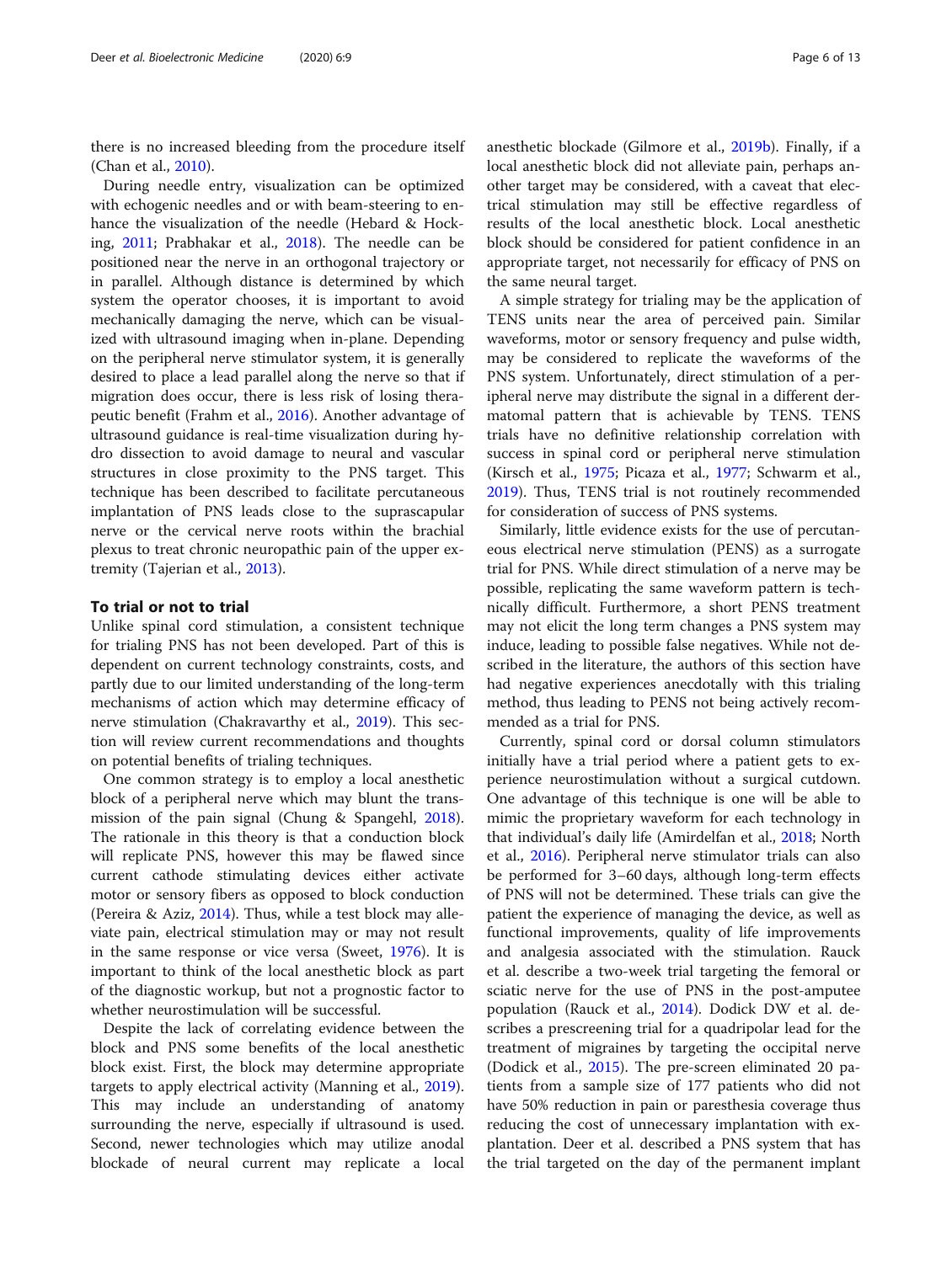there is no increased bleeding from the procedure itself (Chan et al., 2010).

During needle entry, visualization can be optimized with echogenic needles and or with beam-steering to enhance the visualization of the needle (Hebard & Hocking, 2011; Prabhakar et al., 2018). The needle can be positioned near the nerve in an orthogonal trajectory or in parallel. Although distance is determined by which system the operator chooses, it is important to avoid mechanically damaging the nerve, which can be visualized with ultrasound imaging when in-plane. Depending on the peripheral nerve stimulator system, it is generally desired to place a lead parallel along the nerve so that if migration does occur, there is less risk of losing therapeutic benefit (Frahm et al., 2016). Another advantage of ultrasound guidance is real-time visualization during hydro dissection to avoid damage to neural and vascular structures in close proximity to the PNS target. This technique has been described to facilitate percutaneous implantation of PNS leads close to the suprascapular nerve or the cervical nerve roots within the brachial plexus to treat chronic neuropathic pain of the upper extremity (Tajerian et al., 2013).

## To trial or not to trial

Unlike spinal cord stimulation, a consistent technique for trialing PNS has not been developed. Part of this is dependent on current technology constraints, costs, and partly due to our limited understanding of the long-term mechanisms of action which may determine efficacy of nerve stimulation (Chakravarthy et al., 2019). This section will review current recommendations and thoughts on potential benefits of trialing techniques.

One common strategy is to employ a local anesthetic block of a peripheral nerve which may blunt the transmission of the pain signal (Chung & Spangehl, 2018). The rationale in this theory is that a conduction block will replicate PNS, however this may be flawed since current cathode stimulating devices either activate motor or sensory fibers as opposed to block conduction (Pereira & Aziz, 2014). Thus, while a test block may alleviate pain, electrical stimulation may or may not result in the same response or vice versa (Sweet, 1976). It is important to think of the local anesthetic block as part of the diagnostic workup, but not a prognostic factor to whether neurostimulation will be successful.

Despite the lack of correlating evidence between the block and PNS some benefits of the local anesthetic block exist. First, the block may determine appropriate targets to apply electrical activity (Manning et al., 2019). This may include an understanding of anatomy surrounding the nerve, especially if ultrasound is used. Second, newer technologies which may utilize anodal blockade of neural current may replicate a local anesthetic blockade (Gilmore et al., 2019b). Finally, if a local anesthetic block did not alleviate pain, perhaps another target may be considered, with a caveat that electrical stimulation may still be effective regardless of results of the local anesthetic block. Local anesthetic block should be considered for patient confidence in an appropriate target, not necessarily for efficacy of PNS on the same neural target.

A simple strategy for trialing may be the application of TENS units near the area of perceived pain. Similar waveforms, motor or sensory frequency and pulse width, may be considered to replicate the waveforms of the PNS system. Unfortunately, direct stimulation of a peripheral nerve may distribute the signal in a different dermatomal pattern that is achievable by TENS. TENS trials have no definitive relationship correlation with success in spinal cord or peripheral nerve stimulation (Kirsch et al., 1975; Picaza et al., 1977; Schwarm et al., 2019). Thus, TENS trial is not routinely recommended for consideration of success of PNS systems.

Similarly, little evidence exists for the use of percutaneous electrical nerve stimulation (PENS) as a surrogate trial for PNS. While direct stimulation of a nerve may be possible, replicating the same waveform pattern is technically difficult. Furthermore, a short PENS treatment may not elicit the long term changes a PNS system may induce, leading to possible false negatives. While not described in the literature, the authors of this section have had negative experiences anecdotally with this trialing method, thus leading to PENS not being actively recommended as a trial for PNS.

Currently, spinal cord or dorsal column stimulators initially have a trial period where a patient gets to experience neurostimulation without a surgical cutdown. One advantage of this technique is one will be able to mimic the proprietary waveform for each technology in that individual's daily life (Amirdelfan et al., 2018; North et al., 2016). Peripheral nerve stimulator trials can also be performed for 3–60 days, although long-term effects of PNS will not be determined. These trials can give the patient the experience of managing the device, as well as functional improvements, quality of life improvements and analgesia associated with the stimulation. Rauck et al. describe a two-week trial targeting the femoral or sciatic nerve for the use of PNS in the post-amputee population (Rauck et al., 2014). Dodick DW et al. describes a prescreening trial for a quadripolar lead for the treatment of migraines by targeting the occipital nerve (Dodick et al., 2015). The pre-screen eliminated 20 patients from a sample size of 177 patients who did not have 50% reduction in pain or paresthesia coverage thus reducing the cost of unnecessary implantation with explantation. Deer et al. described a PNS system that has the trial targeted on the day of the permanent implant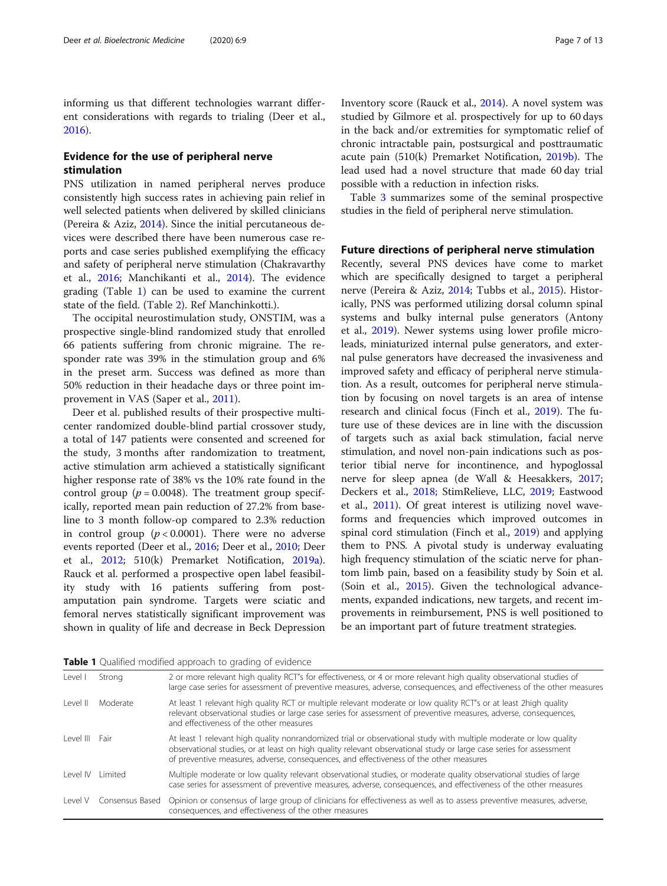informing us that different technologies warrant different considerations with regards to trialing (Deer et al., 2016).

## Evidence for the use of peripheral nerve stimulation

PNS utilization in named peripheral nerves produce consistently high success rates in achieving pain relief in well selected patients when delivered by skilled clinicians (Pereira & Aziz, 2014). Since the initial percutaneous devices were described there have been numerous case reports and case series published exemplifying the efficacy and safety of peripheral nerve stimulation (Chakravarthy et al., 2016; Manchikanti et al., 2014). The evidence grading (Table 1) can be used to examine the current state of the field. (Table 2). Ref Manchinkotti.).

The occipital neurostimulation study, ONSTIM, was a prospective single-blind randomized study that enrolled 66 patients suffering from chronic migraine. The responder rate was 39% in the stimulation group and 6% in the preset arm. Success was defined as more than 50% reduction in their headache days or three point improvement in VAS (Saper et al., 2011).

Deer et al. published results of their prospective multicenter randomized double-blind partial crossover study, a total of 147 patients were consented and screened for the study, 3 months after randomization to treatment, active stimulation arm achieved a statistically significant higher response rate of 38% vs the 10% rate found in the control group ($p = 0.0048$). The treatment group specifically, reported mean pain reduction of 27.2% from baseline to 3 month follow-op compared to 2.3% reduction in control group ($p < 0.0001$). There were no adverse events reported (Deer et al., 2016; Deer et al., 2010; Deer et al., 2012; 510(k) Premarket Notification, 2019a). Rauck et al. performed a prospective open label feasibility study with 16 patients suffering from post-amputation pain syndrome. Targets were sciatic and femoral nerves statistically significant improvement was shown in quality of life and decrease in Beck Depression Inventory score (Rauck et al., 2014). A novel system was studied by Gilmore et al. prospectively for up to 60 days in the back and/or extremities for symptomatic relief of chronic intractable pain, postsurgical and posttraumatic acute pain (510(k) Premarket Notification, 2019b). The lead used had a novel structure that made 60 day trial possible with a reduction in infection risks.

Table 3 summarizes some of the seminal prospective studies in the field of peripheral nerve stimulation.

## Future directions of peripheral nerve stimulation

Recently, several PNS devices have come to market which are specifically designed to target a peripheral nerve (Pereira & Aziz, 2014; Tubbs et al., 2015). Historically, PNS was performed utilizing dorsal column spinal systems and bulky internal pulse generators (Antony et al., 2019). Newer systems using lower profile microleads, miniaturized internal pulse generators, and external pulse generators have decreased the invasiveness and improved safety and efficacy of peripheral nerve stimulation. As a result, outcomes for peripheral nerve stimulation by focusing on novel targets is an area of intense research and clinical focus (Finch et al., 2019). The future use of these devices are in line with the discussion of targets such as axial back stimulation, facial nerve stimulation, and novel non-pain indications such as posterior tibial nerve for incontinence, and hypoglossal nerve for sleep apnea (de Wall & Heesakkers, 2017; Deckers et al., 2018; StimRelieve, LLC, 2019; Eastwood et al., 2011). Of great interest is utilizing novel waveforms and frequencies which improved outcomes in spinal cord stimulation (Finch et al., 2019) and applying them to PNS. A pivotal study is underway evaluating high frequency stimulation of the sciatic nerve for phantom limb pain, based on a feasibility study by Soin et al. (Soin et al., 2015). Given the technological advancements, expanded indications, new targets, and recent improvements in reimbursement, PNS is well positioned to be an important part of future treatment strategies.

**Table 1** Qualified modified approach to grading of evidence

| | | |
|---|---|---|
| Level I | Strong | 2 or more relevant high quality RCT"s for effectiveness, or 4 or more relevant high quality observational studies of large case series for assessment of preventive measures, adverse, consequences, and effectiveness of the other measures |
| Level II | Moderate | At least 1 relevant high quality RCT or multiple relevant moderate or low quality RCT"s or at least 2high quality relevant observational studies or large case series for assessment of preventive measures, adverse, consequences, and effectiveness of the other measures |
| Level III | Fair | At least 1 relevant high quality nonrandomized trial or observational study with multiple moderate or low quality observational studies, or at least on high quality relevant observational study or large case series for assessment of preventive measures, adverse, consequences, and effectiveness of the other measures |
| Level IV | Limited | Multiple moderate or low quality relevant observational studies, or moderate quality observational studies of large case series for assessment of preventive measures, adverse, consequences, and effectiveness of the other measures |
| Level V | Consensus Based | Opinion or consensus of large group of clinicians for effectiveness as well as to assess preventive measures, adverse, consequences, and effectiveness of the other measures |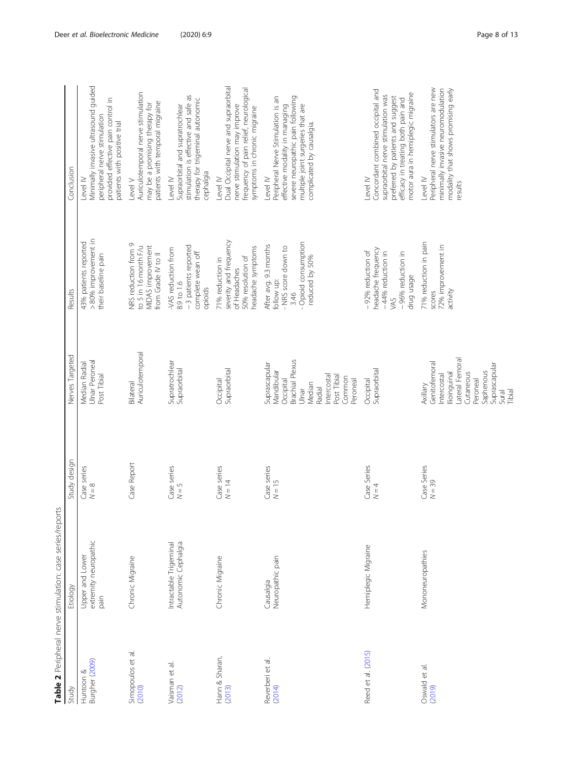**Table 2** Peripheral nerve stimulation: case series/reports

| Study | Etiology | Study design | Nerves Targeted | Results | Conclusion |
|---|---|---|---|---|---|
| Huntoon & Burgher (2009) | Upper and Lower extremity neuropathic pain | Case series N = 8 | Median Radial Ulnar Peroneal Post Tibial | 43% patients reported > 80% improvement in their baseline pain | Level IV Minimally invasive ultrasound guided peripheral nerve stimulation provided effective pain control in patients with positive trial |
| Simopoulos et al. (2010) | Chronic Migraine | Case Report | Bilateral Auriculotemporal | NRS reduction from 9 to 5 in 16 month F/u MIDAS improvement from Grade IV to II | Level V Auriculotemporal nerve stimulation may be a promising therapy for patients with temporal migraine |
| Vaisman et al. (2012) | Intractable Trigeminal Autonomic Cephalgia | Case series N = 5 | Supratrochlear Supraorbital | -VAS reduction from 8.9 to 1.6 − 3 patients reported complete wean off opioids | Level IV Supraorbital and supratrochlear stimulation is effective and safe as therapy for trigeminal autonomic cephalgia |
| Hann & Sharan, (2013) | Chronic Migraine | Case series N = 14 | Occipital Supraorbital | 71% reduction in severity and frequency of Headaches 50% resolution of headache symptoms | Level IV Dual Occipital nerve and supraorbital nerve stimulation may improve frequency of pain relief, neurological symptoms in chronic migraine |
| Reverberi et al. (2014) | Causalgia Neuropathic pain | Case series N = 15 | Suprascapular Mandibular Occipital Brachial Plexus Ulnar Median Radial Intercostal Post Tibial Common Peroneal | After avg. 9.3 months follow up: - NRS score down to 3.46 - Opioid consumption reduced by 50% | Level IV Peripheral Nerve Stimulation is an effective modality in managing severe neuropathic pain following multiple joint surgeries that are complicated by causalgia. |
| Reed et al. (2015) | Hemiplegic Migraine | Case Series N = 4 | Occipital Supraorbital | − 92% reduction of headache frequency − 44% reduction in VAS − 96% reduction in drug usage | Level IV Concordant combined occipital and supraorbital nerve stimulation was preferred by patients and suggest efficacy in treating both pain and motor aura in hemiplegic migraine |
| Oswald et al. (2019) | Mononeuropathies | Case Series N = 39 | Axillary Genitofemoral Intercostal Ilioinguinal Lateral Femoral Cutaneous Peroneal Saphenous Suprascapular Sural Tibial | 71% reduction in pain scores 72% improvement in activity | Level IV Peripheral nerve stimulators are new minimally invasive neuromodulation modality that shows promising early results |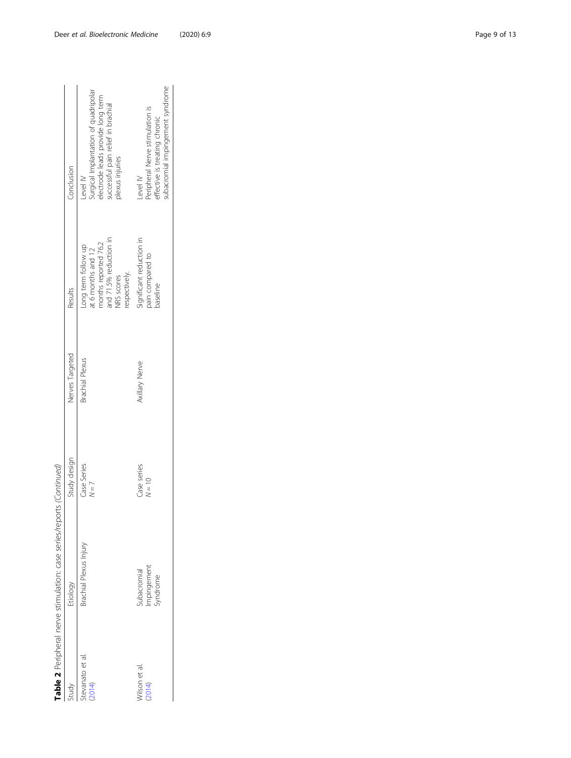**Table 2** Peripheral nerve stimulation: case series/reports *(Continued)*

| Study | Etiology | Study design | Nerves Targeted | Results | Conclusion |
|---|---|---|---|---|---|
| Stevanato et al. (2014) | Brachial Plexus Injury | Case Series *N* = 7 | Brachial Plexus | Long term follow up at 6 months and 12 months reported 76.2 and 71.5% reduction in NRS scores respectively. | Level IV Surgical Implantation of quadripolar electrode leads provide long term successful pain relief in brachial plexus injuries |
| Wilson et al. (2014) | Subacromial Impingement Syndrome | Case series *N* = 10 | Axillary Nerve | Significant reduction in pain compared to baseline | Level IV Peripheral Nerve stimulation is effective is treating chronic subacromial impingement syndrome |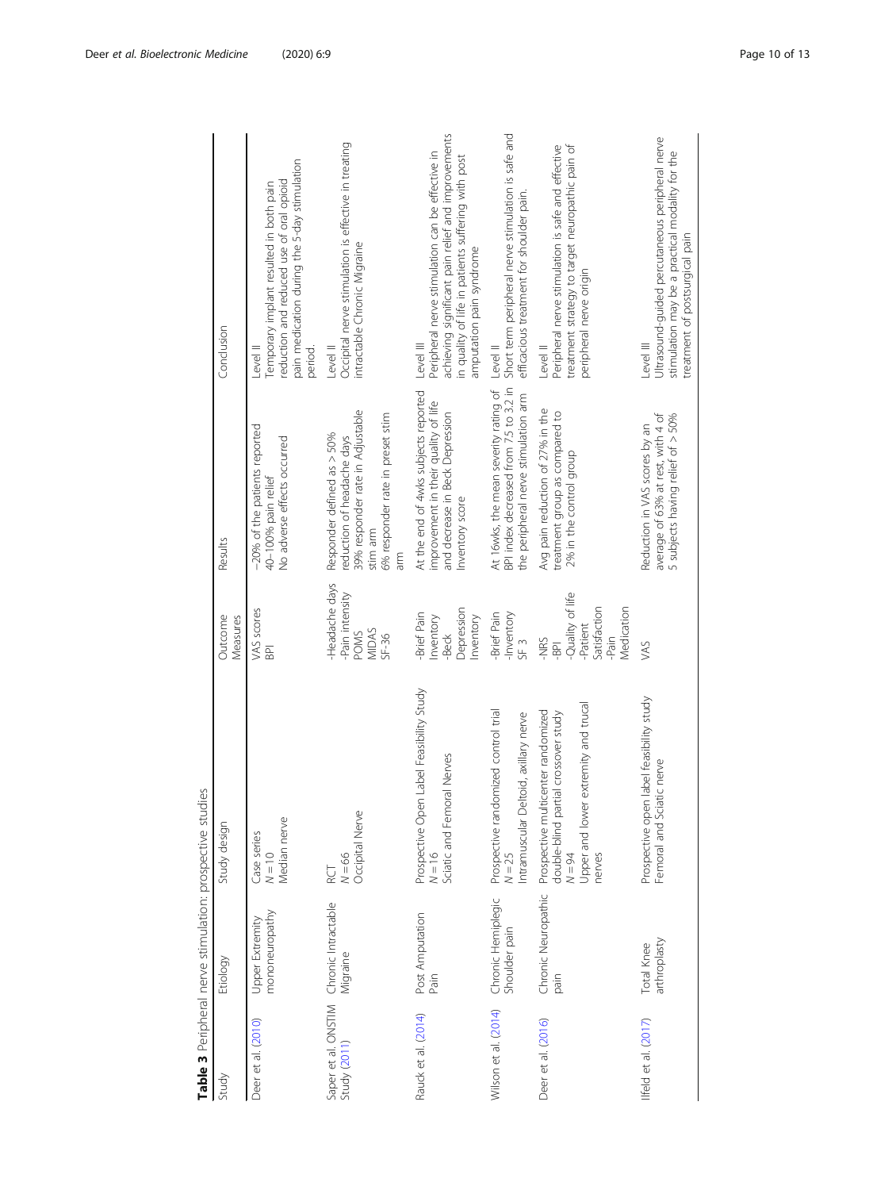**Table 3** Peripheral nerve stimulation: prospective studies

| Study | Etiology | Study design | Outcome Measures | Results | Conclusion |
| --- | --- | --- | --- | --- | --- |
| Deer et al. (2010) | Upper Extremity mononeuropathy | Case series<br>$N = 10$<br>Median nerve | VAS scores<br>BPI | ~20% of the patients reported 40–100% pain relief<br>No adverse effects occurred | Level II<br>Temporary implant resulted in both pain reduction and reduced use of oral opioid pain medication during the 5-day stimulation period. |
| Saper et al. ONSTIM Study (2011) | Chronic Intractable Migraine | RCT<br>$N = 66$<br>Occipital Nerve | -Headache days<br>-Pain intensity<br>POMS<br>MIDAS<br>SF-36 | Responder defined as > 50% reduction of headache days<br>39% responder rate in Adjustable stim arm<br>6% responder rate in preset stim arm | Level II<br>Occipital nerve stimulation is effective in treating intractable Chronic Migraine |
| Rauck et al. (2014) | Post Amputation Pain | Prospective Open Label Feasibility Study<br>$N = 16$<br>Sciatic and Femoral Nerves | -Brief Pain Inventory<br>-Beck Depression Inventory | At the end of 4wks subjects reported improvement in their quality of life and decrease in Beck Depression Inventory score | Level III<br>Peripheral nerve stimulation can be effective in achieving significant pain relief and improvements in quality of life in patients suffering with post amputation pain syndrome |
| Wilson et al. (2014) | Chronic Hemiplegic Shoulder pain | Prospective randomized control trial<br>$N = 25$<br>Intramuscular Deltoid, axillary nerve | -Brief Pain -Inventory<br>SF 3 | At 16wks, the mean severity rating of BPI index decreased from 7.5 to 3.2 in the peripheral nerve stimulation arm | Level II<br>Short term peripheral nerve stimulation is safe and efficacious treatment for shoulder pain. |
| Deer et al. (2016) | Chronic Neuropathic pain | Prospective multicenter randomized double-blind partial crossover study<br>$N = 94$<br>Upper and lower extremity and trucal nerves | -NRS<br>-BPI<br>-Quality of life<br>-Patient Satisfaction<br>-Pain Medication | Avg pain reduction of 27% in the treatment group as compared to 2% in the control group | Level II<br>Peripheral nerve stimulation is safe and effective treatment strategy to target neuropathic pain of peripheral nerve origin |
| Ilfeld et al. (2017) | Total Knee arthroplasty | Prospective open label feasibility study<br>Femoral and Sciatic nerve | VAS | Reduction in VAS scores by an average of 63% at rest, with 4 of 5 subjects having relief of > 50% | Level III<br>Ultrasound-guided percutaneous peripheral nerve stimulation may be a practical modality for the treatment of postsurgical pain |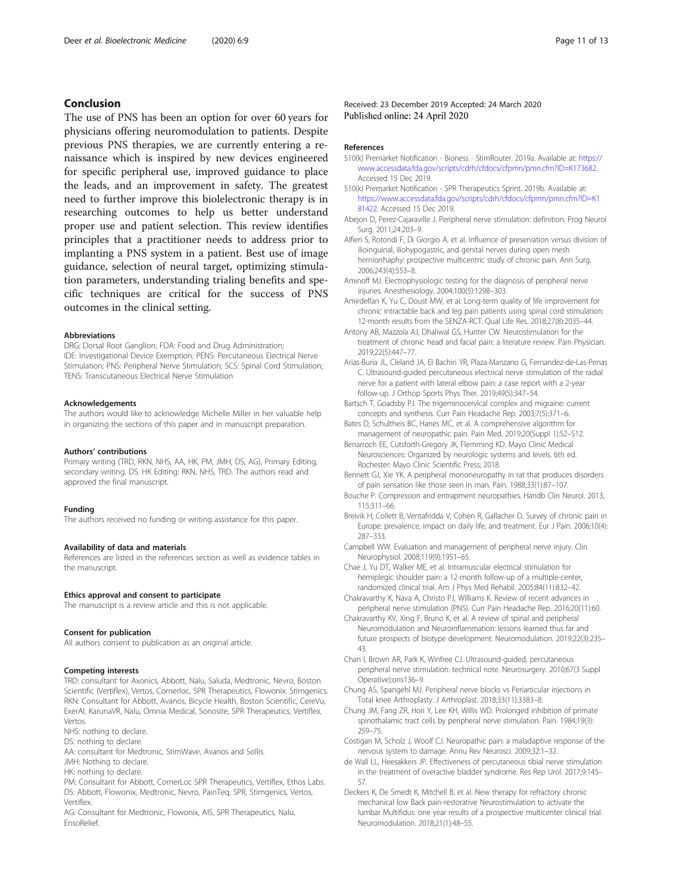## Conclusion

The use of PNS has been an option for over 60 years for physicians offering neuromodulation to patients. Despite previous PNS therapies, we are currently entering a renaissance which is inspired by new devices engineered for specific peripheral use, improved guidance to place the leads, and an improvement in safety. The greatest need to further improve this biolelectronic therapy is in researching outcomes to help us better understand proper use and patient selection. This review identifies principles that a practitioner needs to address prior to implanting a PNS system in a patient. Best use of image guidance, selection of neural target, optimizing stimulation parameters, understanding trialing benefits and specific techniques are critical for the success of PNS outcomes in the clinical setting.

#### Abbreviations

DRG: Dorsal Root Ganglion; FDA: Food and Drug Administration; IDE: Investigational Device Exemption; PENS: Percutaneous Electrical Nerve Stimulation; PNS: Peripheral Nerve Stimulation; SCS: Spinal Cord Stimulation; TENS: Transcutaneous Electrical Nerve Stimulation

#### Acknowledgements

The authors would like to acknowledge Michelle Miller in her valuable help in organizing the sections of this paper and in manuscript preparation.

#### Authors' contributions

Primary writing (TRD, RKN, NHS, AA, HK, PM, JMH, DS, AG), Primary Editing, secondary writing. DS. HK Editing: RKN, NHS, TRD. The authors read and approved the final manuscript.

#### Funding

The authors received no funding or writing assistance for this paper.

#### Availability of data and materials

References are listed in the references section as well as evidence tables in the manuscript.

#### Ethics approval and consent to participate

The manuscript is a review article and this is not applicable.

#### Consent for publication

All authors consent to publication as an original article.

#### Competing interests

TRD: consultant for Axonics, Abbott, Nalu, Saluda, Medtronic, Nevro, Boston Scientific (Vertiflex), Vertos, Cornerloc, SPR Therapeutics, Flowonix. Stimgenics.
RKN: Consultant for Abbott, Avanos, Bicycle Health, Boston Scientific, CereVu, ExerAI, KarunaVR, Nalu, Omnia Medical, Sonosite, SPR Therapeutics, Vertiflex, Vertos.
NHS: nothing to declare.
DS: nothing to declare.
AA: consultant for Medtronic, StimWave, Avanos and Sollis.
JMH: Nothing to declare.
HK: nothing to declare.
PM: Consultant for Abbott, CornerLoc SPR Therapeutics, Vertiflex, Ethos Labs.
DS: Abbott, Flowonix, Medtronic, Nevro, PainTeq, SPR, Stimgenics, Vertos, Vertiflex.
AG: Consultant for Medtronic, Flowonix, AIS, SPR Therapeutics, Nalu, EnsoRelief.

Received: 23 December 2019 Accepted: 24 March 2020
Published online: 24 April 2020

#### References

510(k) Premarket Notification - Bioness - StimRouter. 2019a. Available at: https://www.accessdata.fda.gov/scripts/cdrh/cfdocs/cfpmn/pmn.cfm?ID=K173682. Accessed 15 Dec 2019.

510(k) Premarket Notification - SPR Therapeutics Sprint. 2019b. Available at: https://www.accessdata.fda.gov/scripts/cdrh/cfdocs/cfpmn/pmn.cfm?ID=K181422. Accessed 15 Dec 2019.

Abejon D, Perez-Cajaraville J. Peripheral nerve stimulation: definition. Prog Neurol Surg. 2011;24:203–9.

Alfieri S, Rotondi F, Di Giorgio A, et al. Influence of preservation versus division of ilioinguinal, iliohypogastric, and genital nerves during open mesh herniorrhaphy: prospective multicentric study of chronic pain. Ann Surg. 2006;243(4):553–8.

Aminoff MJ. Electrophysiologic testing for the diagnosis of peripheral nerve injuries. Anesthesiology. 2004;100(5):1298–303.

Amirdelfan K, Yu C, Doust MW, et al. Long-term quality of life improvement for chronic intractable back and leg pain patients using spinal cord stimulation: 12-month results from the SENZA-RCT. Qual Life Res. 2018;27(8):2035–44.

Antony AB, Mazzola AJ, Dhaliwal GS, Hunter CW. Neurostimulation for the treatment of chronic head and facial pain: a literature review. Pain Physician. 2019;22(5):447–77.

Arias-Buria JL, Cleland JA, El Bachiri YR, Plaza-Manzano G, Fernandez-de-Las-Penas C. Ultrasound-guided percutaneous electrical nerve stimulation of the radial nerve for a patient with lateral elbow pain: a case report with a 2-year follow-up. J Orthop Sports Phys Ther. 2019;49(5):347–54.

Bartsch T, Goadsby PJ. The trigeminocervical complex and migraine: current concepts and synthesis. Curr Pain Headache Rep. 2003;7(5):371–6.

Bates D, Schultheis BC, Hanes MC, et al. A comprehensive algorithm for management of neuropathic pain. Pain Med. 2019;20(Suppl 1):S2–S12.

Benarroch EE, Cutsforth-Gregory JK, Flemming KD. Mayo Clinic Medical Neurosciences: Organized by neurologic systems and levels. 6th ed. Rochester: Mayo Clinic Scientific Press; 2018.

Bennett GJ, Xie YK. A peripheral mononeuropathy in rat that produces disorders of pain sensation like those seen in man. Pain. 1988;33(1):87–107.

Bouche P. Compression and entrapment neuropathies. Handb Clin Neurol. 2013;115:311–66.

Breivik H, Collett B, Ventafridda V, Cohen R, Gallacher D. Survey of chronic pain in Europe: prevalence, impact on daily life, and treatment. Eur J Pain. 2006;10(4):287–333.

Campbell WW. Evaluation and management of peripheral nerve injury. Clin Neurophysiol. 2008;119(9):1951–65.

Chae J, Yu DT, Walker ME, et al. Intramuscular electrical stimulation for hemiplegic shoulder pain: a 12-month follow-up of a multiple-center, randomized clinical trial. Am J Phys Med Rehabil. 2005;84(11):832–42.

Chakravarthy K, Nava A, Christo PJ, Williams K. Review of recent advances in peripheral nerve stimulation (PNS). Curr Pain Headache Rep. 2016;20(11):60.

Chakravarthy KV, Xing F, Bruno K, et al. A review of spinal and peripheral Neuromodulation and Neuroinflammation: lessons learned thus far and future prospects of biotype development. Neuromodulation. 2019;22(3):235–43.

Chan I, Brown AR, Park K, Winfree CJ. Ultrasound-guided, percutaneous peripheral nerve stimulation: technical note. Neurosurgery. 2010;67(3 Suppl Operative):ons136–9.

Chung AS, Spangehl MJ. Peripheral nerve blocks vs Periarticular injections in Total knee Arthroplasty. J Arthroplast. 2018;33(11):3383–8.

Chung JM, Fang ZR, Hori Y, Lee KH, Willis WD. Prolonged inhibition of primate spinothalamic tract cells by peripheral nerve stimulation. Pain. 1984;19(3):259–75.

Costigan M, Scholz J, Woolf CJ. Neuropathic pain: a maladaptive response of the nervous system to damage. Annu Rev Neurosci. 2009;32:1–32.

de Wall LL, Heesakkers JP. Effectiveness of percutaneous tibial nerve stimulation in the treatment of overactive bladder syndrome. Res Rep Urol. 2017;9:145–57.

Deckers K, De Smedt K, Mitchell B, et al. New therapy for refractory chronic mechanical low Back pain-restorative Neurostimulation to activate the lumbar Multifidus: one year results of a prospective multicenter clinical trial. Neuromodulation. 2018;21(1):48–55.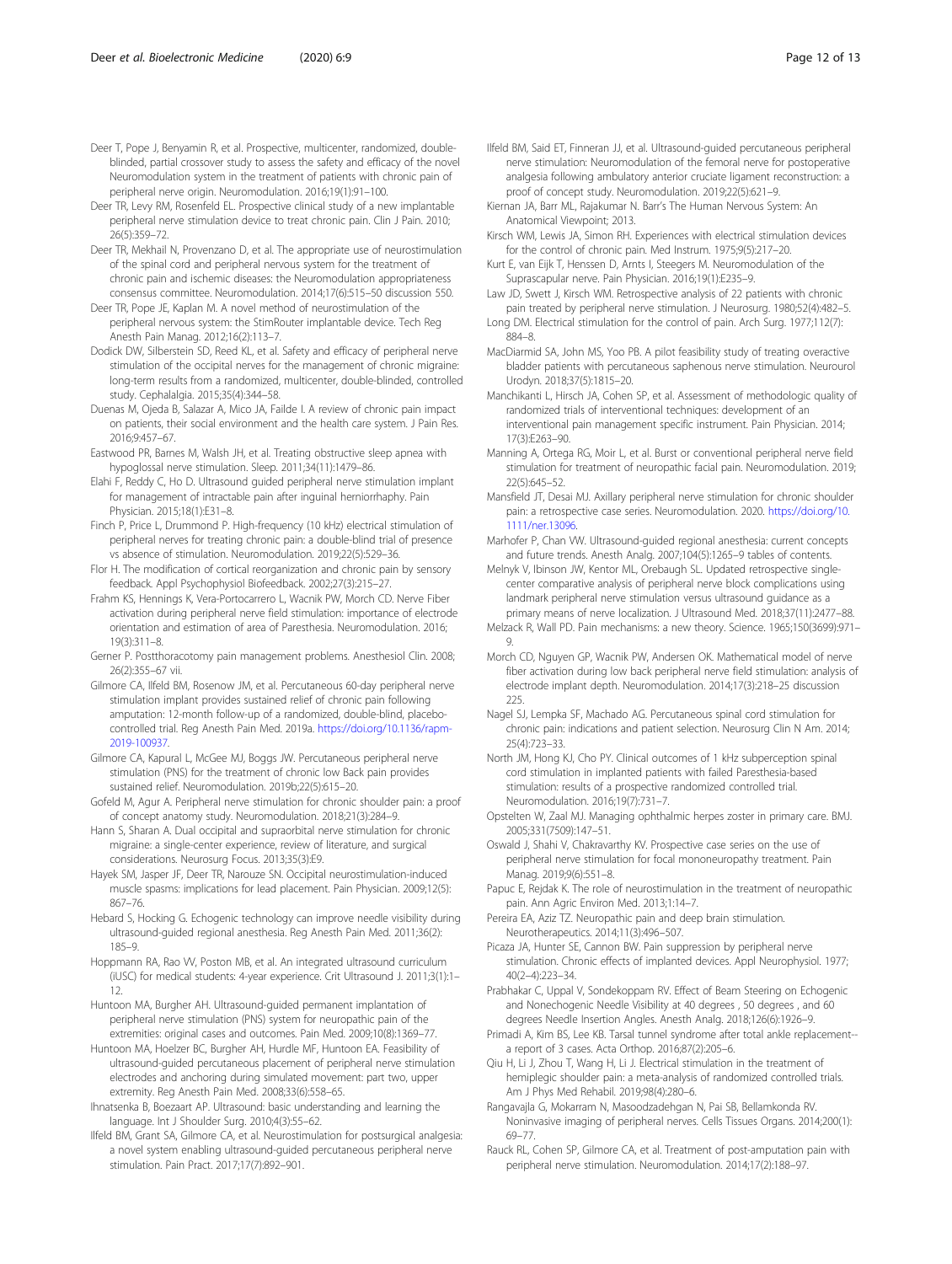Deer T, Pope J, Benyamin R, et al. Prospective, multicenter, randomized, double-blinded, partial crossover study to assess the safety and efficacy of the novel Neuromodulation system in the treatment of patients with chronic pain of peripheral nerve origin. Neuromodulation. 2016;19(1):91–100.

Deer TR, Levy RM, Rosenfeld EL. Prospective clinical study of a new implantable peripheral nerve stimulation device to treat chronic pain. Clin J Pain. 2010; 26(5):359–72.

Deer TR, Mekhail N, Provenzano D, et al. The appropriate use of neurostimulation of the spinal cord and peripheral nervous system for the treatment of chronic pain and ischemic diseases: the Neuromodulation appropriateness consensus committee. Neuromodulation. 2014;17(6):515–50 discussion 550.

Deer TR, Pope JE, Kaplan M. A novel method of neurostimulation of the peripheral nervous system: the StimRouter implantable device. Tech Reg Anesth Pain Manag. 2012;16(2):113–7.

Dodick DW, Silberstein SD, Reed KL, et al. Safety and efficacy of peripheral nerve stimulation of the occipital nerves for the management of chronic migraine: long-term results from a randomized, multicenter, double-blinded, controlled study. Cephalalgia. 2015;35(4):344–58.

Duenas M, Ojeda B, Salazar A, Mico JA, Failde I. A review of chronic pain impact on patients, their social environment and the health care system. J Pain Res. 2016;9:457–67.

Eastwood PR, Barnes M, Walsh JH, et al. Treating obstructive sleep apnea with hypoglossal nerve stimulation. Sleep. 2011;34(11):1479–86.

Elahi F, Reddy C, Ho D. Ultrasound guided peripheral nerve stimulation implant for management of intractable pain after inguinal herniorrhaphy. Pain Physician. 2015;18(1):E31–8.

Finch P, Price L, Drummond P. High-frequency (10 kHz) electrical stimulation of peripheral nerves for treating chronic pain: a double-blind trial of presence vs absence of stimulation. Neuromodulation. 2019;22(5):529–36.

Flor H. The modification of cortical reorganization and chronic pain by sensory feedback. Appl Psychophysiol Biofeedback. 2002;27(3):215–27.

Frahm KS, Hennings K, Vera-Portocarrero L, Wacnik PW, Morch CD. Nerve Fiber activation during peripheral nerve field stimulation: importance of electrode orientation and estimation of area of Paresthesia. Neuromodulation. 2016; 19(3):311–8.

Gerner P. Postthoracotomy pain management problems. Anesthesiol Clin. 2008; 26(2):355–67 vii.

Gilmore CA, Ilfeld BM, Rosenow JM, et al. Percutaneous 60-day peripheral nerve stimulation implant provides sustained relief of chronic pain following amputation: 12-month follow-up of a randomized, double-blind, placebo-controlled trial. Reg Anesth Pain Med. 2019a. https://doi.org/10.1136/rapm-2019-100937.

Gilmore CA, Kapural L, McGee MJ, Boggs JW. Percutaneous peripheral nerve stimulation (PNS) for the treatment of chronic low Back pain provides sustained relief. Neuromodulation. 2019b;22(5):615–20.

Gofeld M, Agur A. Peripheral nerve stimulation for chronic shoulder pain: a proof of concept anatomy study. Neuromodulation. 2018;21(3):284–9.

Hann S, Sharan A. Dual occipital and supraorbital nerve stimulation for chronic migraine: a single-center experience, review of literature, and surgical considerations. Neurosurg Focus. 2013;35(3):E9.

Hayek SM, Jasper JF, Deer TR, Narouze SN. Occipital neurostimulation-induced muscle spasms: implications for lead placement. Pain Physician. 2009;12(5): 867–76.

Hebard S, Hocking G. Echogenic technology can improve needle visibility during ultrasound-guided regional anesthesia. Reg Anesth Pain Med. 2011;36(2): 185–9.

Hoppmann RA, Rao VV, Poston MB, et al. An integrated ultrasound curriculum (iUSC) for medical students: 4-year experience. Crit Ultrasound J. 2011;3(1):1–12.

Huntoon MA, Burgher AH. Ultrasound-guided permanent implantation of peripheral nerve stimulation (PNS) system for neuropathic pain of the extremities: original cases and outcomes. Pain Med. 2009;10(8):1369–77.

Huntoon MA, Hoelzer BC, Burgher AH, Hurdle MF, Huntoon EA. Feasibility of ultrasound-guided percutaneous placement of peripheral nerve stimulation electrodes and anchoring during simulated movement: part two, upper extremity. Reg Anesth Pain Med. 2008;33(6):558–65.

Ihnatsenka B, Boezaart AP. Ultrasound: basic understanding and learning the language. Int J Shoulder Surg. 2010;4(3):55–62.

Ilfeld BM, Grant SA, Gilmore CA, et al. Neurostimulation for postsurgical analgesia: a novel system enabling ultrasound-guided percutaneous peripheral nerve stimulation. Pain Pract. 2017;17(7):892–901.

Ilfeld BM, Said ET, Finneran JJ, et al. Ultrasound-guided percutaneous peripheral nerve stimulation: Neuromodulation of the femoral nerve for postoperative analgesia following ambulatory anterior cruciate ligament reconstruction: a proof of concept study. Neuromodulation. 2019;22(5):621–9.

Kiernan JA, Barr ML, Rajakumar N. Barr's The Human Nervous System: An Anatomical Viewpoint; 2013.

Kirsch WM, Lewis JA, Simon RH. Experiences with electrical stimulation devices for the control of chronic pain. Med Instrum. 1975;9(5):217–20.

Kurt E, van Eijk T, Henssen D, Arnts I, Steegers M. Neuromodulation of the Suprascapular nerve. Pain Physician. 2016;19(1):E235–9.

Law JD, Swett J, Kirsch WM. Retrospective analysis of 22 patients with chronic pain treated by peripheral nerve stimulation. J Neurosurg. 1980;52(4):482–5.

Long DM. Electrical stimulation for the control of pain. Arch Surg. 1977;112(7): 884–8.

MacDiarmid SA, John MS, Yoo PB. A pilot feasibility study of treating overactive bladder patients with percutaneous saphenous nerve stimulation. Neurourol Urodyn. 2018;37(5):1815–20.

Manchikanti L, Hirsch JA, Cohen SP, et al. Assessment of methodologic quality of randomized trials of interventional techniques: development of an interventional pain management specific instrument. Pain Physician. 2014; 17(3):E263–90.

Manning A, Ortega RG, Moir L, et al. Burst or conventional peripheral nerve field stimulation for treatment of neuropathic facial pain. Neuromodulation. 2019; 22(5):645–52.

Mansfield JT, Desai MJ. Axillary peripheral nerve stimulation for chronic shoulder pain: a retrospective case series. Neuromodulation. 2020. https://doi.org/10.1111/ner.13096.

Marhofer P, Chan VW. Ultrasound-guided regional anesthesia: current concepts and future trends. Anesth Analg. 2007;104(5):1265–9 tables of contents.

Melnyk V, Ibinson JW, Kentor ML, Orebaugh SL. Updated retrospective single-center comparative analysis of peripheral nerve block complications using landmark peripheral nerve stimulation versus ultrasound guidance as a primary means of nerve localization. J Ultrasound Med. 2018;37(11):2477–88.

Melzack R, Wall PD. Pain mechanisms: a new theory. Science. 1965;150(3699):971–9.

Morch CD, Nguyen GP, Wacnik PW, Andersen OK. Mathematical model of nerve fiber activation during low back peripheral nerve field stimulation: analysis of electrode implant depth. Neuromodulation. 2014;17(3):218–25 discussion 225.

Nagel SJ, Lempka SF, Machado AG. Percutaneous spinal cord stimulation for chronic pain: indications and patient selection. Neurosurg Clin N Am. 2014; 25(4):723–33.

North JM, Hong KJ, Cho PY. Clinical outcomes of 1 kHz subperception spinal cord stimulation in implanted patients with failed Paresthesia-based stimulation: results of a prospective randomized controlled trial. Neuromodulation. 2016;19(7):731–7.

Opstelten W, Zaal MJ. Managing ophthalmic herpes zoster in primary care. BMJ. 2005;331(7509):147–51.

Oswald J, Shahi V, Chakravarthy KV. Prospective case series on the use of peripheral nerve stimulation for focal mononeuropathy treatment. Pain Manag. 2019;9(6):551–8.

Papuc E, Rejdak K. The role of neurostimulation in the treatment of neuropathic pain. Ann Agric Environ Med. 2013;1:14–7.

Pereira EA, Aziz TZ. Neuropathic pain and deep brain stimulation. Neurotherapeutics. 2014;11(3):496–507.

Picaza JA, Hunter SE, Cannon BW. Pain suppression by peripheral nerve stimulation. Chronic effects of implanted devices. Appl Neurophysiol. 1977; 40(2–4):223–34.

Prabhakar C, Uppal V, Sondekoppam RV. Effect of Beam Steering on Echogenic and Nonechogenic Needle Visibility at 40 degrees , 50 degrees , and 60 degrees Needle Insertion Angles. Anesth Analg. 2018;126(6):1926–9.

Primadi A, Kim BS, Lee KB. Tarsal tunnel syndrome after total ankle replacement--a report of 3 cases. Acta Orthop. 2016;87(2):205–6.

Qiu H, Li J, Zhou T, Wang H, Li J. Electrical stimulation in the treatment of hemiplegic shoulder pain: a meta-analysis of randomized controlled trials. Am J Phys Med Rehabil. 2019;98(4):280–6.

Rangavajla G, Mokarram N, Masoodzadehgan N, Pai SB, Bellamkonda RV. Noninvasive imaging of peripheral nerves. Cells Tissues Organs. 2014;200(1): 69–77.

Rauck RL, Cohen SP, Gilmore CA, et al. Treatment of post-amputation pain with peripheral nerve stimulation. Neuromodulation. 2014;17(2):188–97.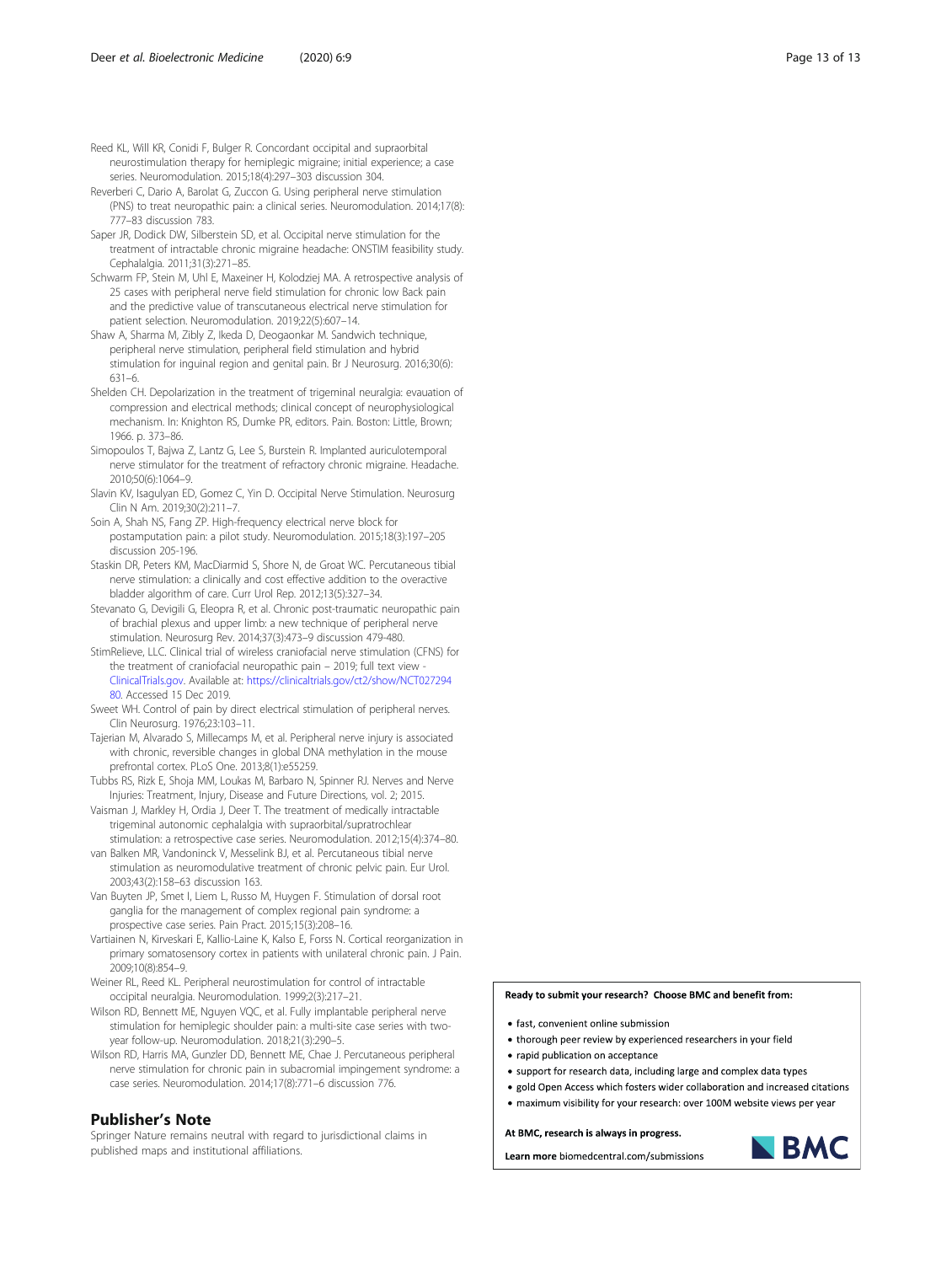Reed KL, Will KR, Conidi F, Bulger R. Concordant occipital and supraorbital neurostimulation therapy for hemiplegic migraine; initial experience; a case series. Neuromodulation. 2015;18(4):297–303 discussion 304.

Reverberi C, Dario A, Barolat G, Zuccon G. Using peripheral nerve stimulation (PNS) to treat neuropathic pain: a clinical series. Neuromodulation. 2014;17(8): 777–83 discussion 783.

Saper JR, Dodick DW, Silberstein SD, et al. Occipital nerve stimulation for the treatment of intractable chronic migraine headache: ONSTIM feasibility study. Cephalalgia. 2011;31(3):271–85.

Schwarm FP, Stein M, Uhl E, Maxeiner H, Kolodziej MA. A retrospective analysis of 25 cases with peripheral nerve field stimulation for chronic low Back pain and the predictive value of transcutaneous electrical nerve stimulation for patient selection. Neuromodulation. 2019;22(5):607–14.

Shaw A, Sharma M, Zibly Z, Ikeda D, Deogaonkar M. Sandwich technique, peripheral nerve stimulation, peripheral field stimulation and hybrid stimulation for inguinal region and genital pain. Br J Neurosurg. 2016;30(6): 631–6.

Shelden CH. Depolarization in the treatment of trigeminal neuralgia: evauation of compression and electrical methods; clinical concept of neurophysiological mechanism. In: Knighton RS, Dumke PR, editors. Pain. Boston: Little, Brown; 1966. p. 373–86.

Simopoulos T, Bajwa Z, Lantz G, Lee S, Burstein R. Implanted auriculotemporal nerve stimulator for the treatment of refractory chronic migraine. Headache. 2010;50(6):1064–9.

Slavin KV, Isagulyan ED, Gomez C, Yin D. Occipital Nerve Stimulation. Neurosurg Clin N Am. 2019;30(2):211–7.

Soin A, Shah NS, Fang ZP. High-frequency electrical nerve block for postamputation pain: a pilot study. Neuromodulation. 2015;18(3):197–205 discussion 205-196.

Staskin DR, Peters KM, MacDiarmid S, Shore N, de Groat WC. Percutaneous tibial nerve stimulation: a clinically and cost effective addition to the overactive bladder algorithm of care. Curr Urol Rep. 2012;13(5):327–34.

Stevanato G, Devigili G, Eleopra R, et al. Chronic post-traumatic neuropathic pain of brachial plexus and upper limb: a new technique of peripheral nerve stimulation. Neurosurg Rev. 2014;37(3):473–9 discussion 479-480.

StimRelieve, LLC. Clinical trial of wireless craniofacial nerve stimulation (CFNS) for the treatment of craniofacial neuropathic pain – 2019; full text view - ClinicalTrials.gov. Available at: https://clinicaltrials.gov/ct2/show/NCT02729480. Accessed 15 Dec 2019.

Sweet WH. Control of pain by direct electrical stimulation of peripheral nerves. Clin Neurosurg. 1976;23:103–11.

Tajerian M, Alvarado S, Millecamps M, et al. Peripheral nerve injury is associated with chronic, reversible changes in global DNA methylation in the mouse prefrontal cortex. PLoS One. 2013;8(1):e55259.

Tubbs RS, Rizk E, Shoja MM, Loukas M, Barbaro N, Spinner RJ. Nerves and Nerve Injuries: Treatment, Injury, Disease and Future Directions, vol. 2; 2015.

Vaisman J, Markley H, Ordia J, Deer T. The treatment of medically intractable trigeminal autonomic cephalalgia with supraorbital/supratrochlear stimulation: a retrospective case series. Neuromodulation. 2012;15(4):374–80.

van Balken MR, Vandoninck V, Messelink BJ, et al. Percutaneous tibial nerve stimulation as neuromodulative treatment of chronic pelvic pain. Eur Urol. 2003;43(2):158–63 discussion 163.

Van Buyten JP, Smet I, Liem L, Russo M, Huygen F. Stimulation of dorsal root ganglia for the management of complex regional pain syndrome: a prospective case series. Pain Pract. 2015;15(3):208–16.

Vartiainen N, Kirveskari E, Kallio-Laine K, Kalso E, Forss N. Cortical reorganization in primary somatosensory cortex in patients with unilateral chronic pain. J Pain. 2009;10(8):854–9.

Weiner RL, Reed KL. Peripheral neurostimulation for control of intractable occipital neuralgia. Neuromodulation. 1999;2(3):217–21.

Wilson RD, Bennett ME, Nguyen VQC, et al. Fully implantable peripheral nerve stimulation for hemiplegic shoulder pain: a multi-site case series with two-year follow-up. Neuromodulation. 2018;21(3):290–5.

Wilson RD, Harris MA, Gunzler DD, Bennett ME, Chae J. Percutaneous peripheral nerve stimulation for chronic pain in subacromial impingement syndrome: a case series. Neuromodulation. 2014;17(8):771–6 discussion 776.

## Publisher's Note

Springer Nature remains neutral with regard to jurisdictional claims in published maps and institutional affiliations.

**Ready to submit your research? Choose BMC and benefit from:**

- fast, convenient online submission
- thorough peer review by experienced researchers in your field
- rapid publication on acceptance
- support for research data, including large and complex data types
- gold Open Access which fosters wider collaboration and increased citations
- maximum visibility for your research: over 100M website views per year

**At BMC, research is always in progress.**

**Learn more** biomedcentral.com/submissions

BMC